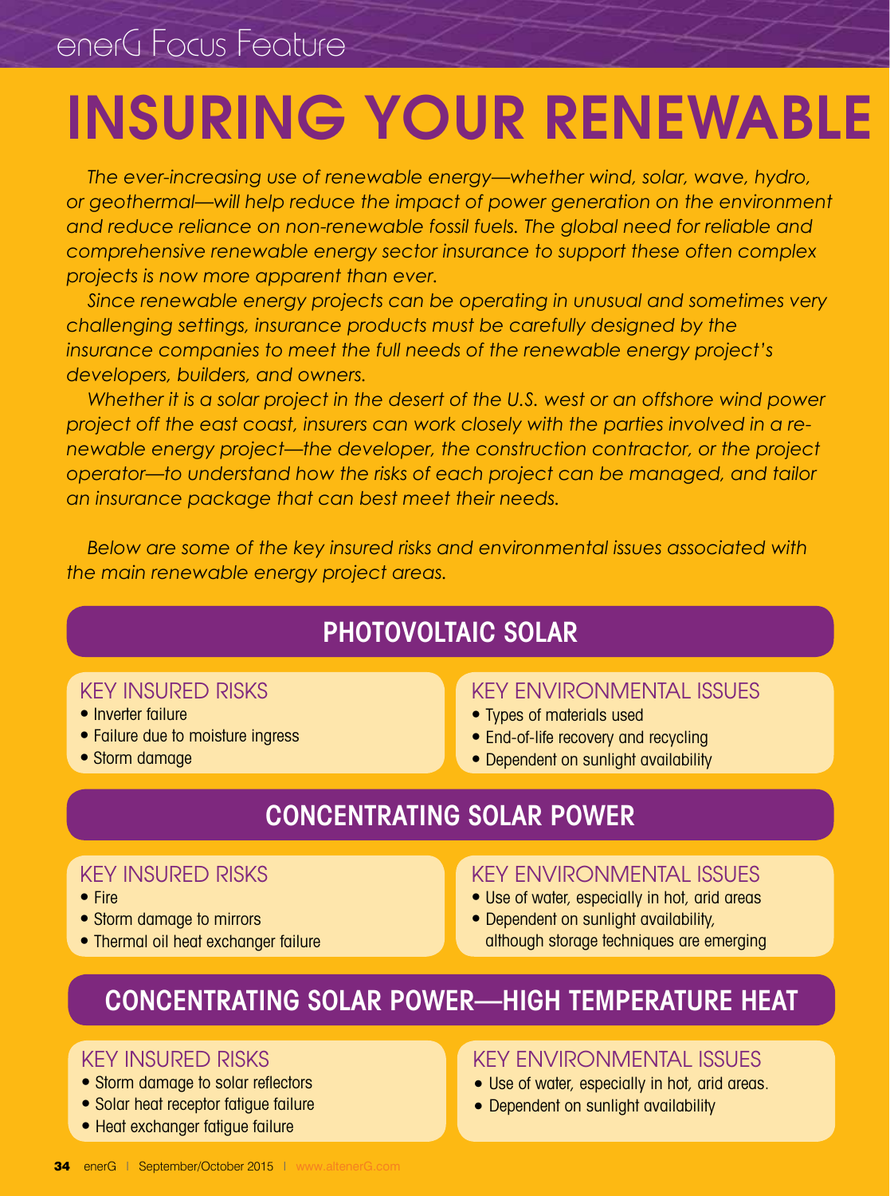# INSURING YOUR RENEWABLE

*The ever-increasing use of renewable energy—whether wind, solar, wave, hydro, or geothermal—will help reduce the impact of power generation on the environment and reduce reliance on non-renewable fossil fuels. The global need for reliable and comprehensive renewable energy sector insurance to support these often complex projects is now more apparent than ever.*

*Since renewable energy projects can be operating in unusual and sometimes very challenging settings, insurance products must be carefully designed by the insurance companies to meet the full needs of the renewable energy project's developers, builders, and owners.*

*Whether it is a solar project in the desert of the U.S. west or an offshore wind power project off the east coast, insurers can work closely with the parties involved in a renewable energy project—the developer, the construction contractor, or the project operator—to understand how the risks of each project can be managed, and tailor an insurance package that can best meet their needs.*

*Below are some of the key insured risks and environmental issues associated with the main renewable energy project areas.*

## PHOTOVOLTAIC SOLAR

### KEY INSURED RISKS

- Inverter failure
- Failure due to moisture ingress
- Storm damage

### KEY ENVIRONMENTAL ISSUES

- Types of materials used
- End-of-life recovery and recycling
- Dependent on sunlight availability

## CONCENTRATING SOLAR POWER

### KEY INSURED RISKS

- Fire
- Storm damage to mirrors
- Thermal oil heat exchanger failure

### KEY ENVIRONMENTAL ISSUES

- Use of water, especially in hot, arid areas
- Dependent on sunlight availability, although storage techniques are emerging

## CONCENTRATING SOLAR POWER—HIGH TEMPERATURE HEAT

### KEY INSURED RISKS

- Storm damage to solar reflectors
- Solar heat receptor fatigue failure
- Heat exchanger fatigue failure

### KEY ENVIRONMENTAL ISSUES

- Use of water, especially in hot, arid areas.
- Dependent on sunlight availability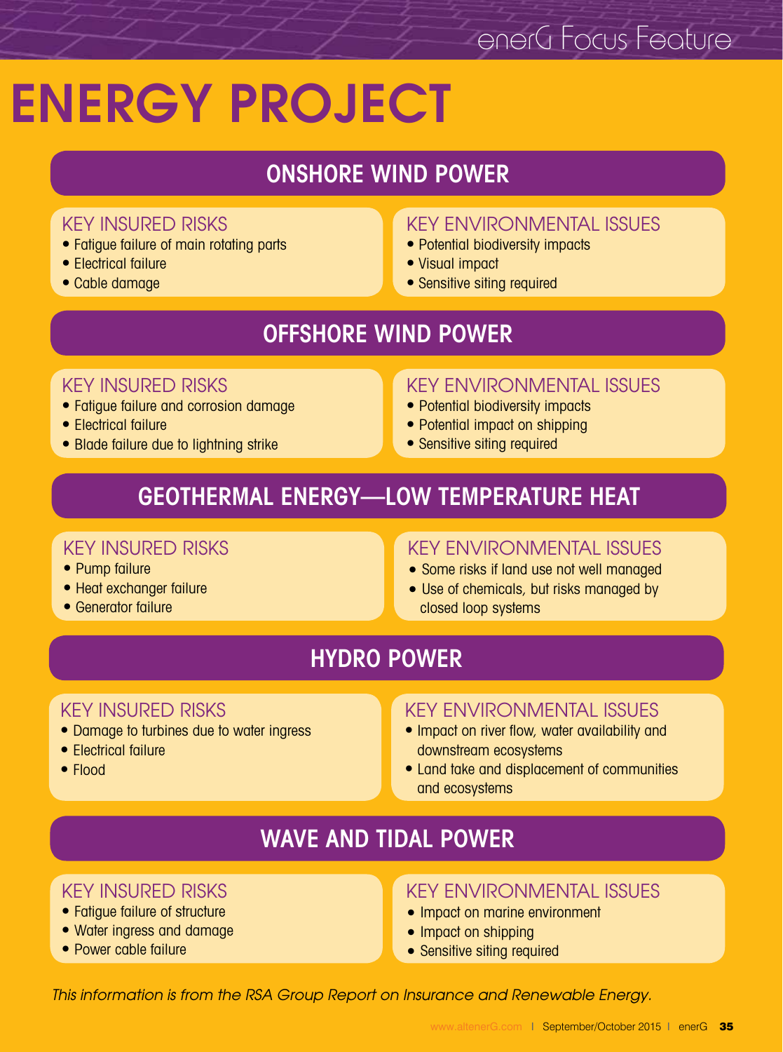# ENERGY PROJECT

## ONSHORE WIND POWER

### KEY INSURED RISKS

- Fatigue failure of main rotating parts
- Electrical failure
- Cable damage

### KEY ENVIRONMENTAL ISSUES

- Potential biodiversity impacts
- Visual impact
- Sensitive siting required

## OFFSHORE WIND POWER

### KEY INSURED RISKS

- Fatigue failure and corrosion damage
- Electrical failure
- Blade failure due to lightning strike

### KEY ENVIRONMENTAL ISSUES

- Potential biodiversity impacts
- Potential impact on shipping
- Sensitive siting required

## GEOTHERMAL ENERGY—LOW TEMPERATURE HEAT

### KEY INSURED RISKS

- Pump failure
- Heat exchanger failure
- Generator failure

### KEY ENVIRONMENTAL ISSUES

- Some risks if land use not well managed
- Use of chemicals, but risks managed by closed loop systems

## HYDRO POWER

### KEY INSURED RISKS

- Damage to turbines due to water ingress
- Electrical failure
- Flood

### KEY ENVIRONMENTAL ISSUES

- Impact on river flow, water availability and downstream ecosystems
- Land take and displacement of communities and ecosystems

## WAVE AND TIDAL POWER

### KEY INSURED RISKS

- Fatigue failure of structure
- Water ingress and damage
- Power cable failure

### KEY ENVIRONMENTAL ISSUES

- Impact on marine environment
- Impact on shipping
- Sensitive siting required

*This information is from the RSA Group Report on Insurance and Renewable Energy.*